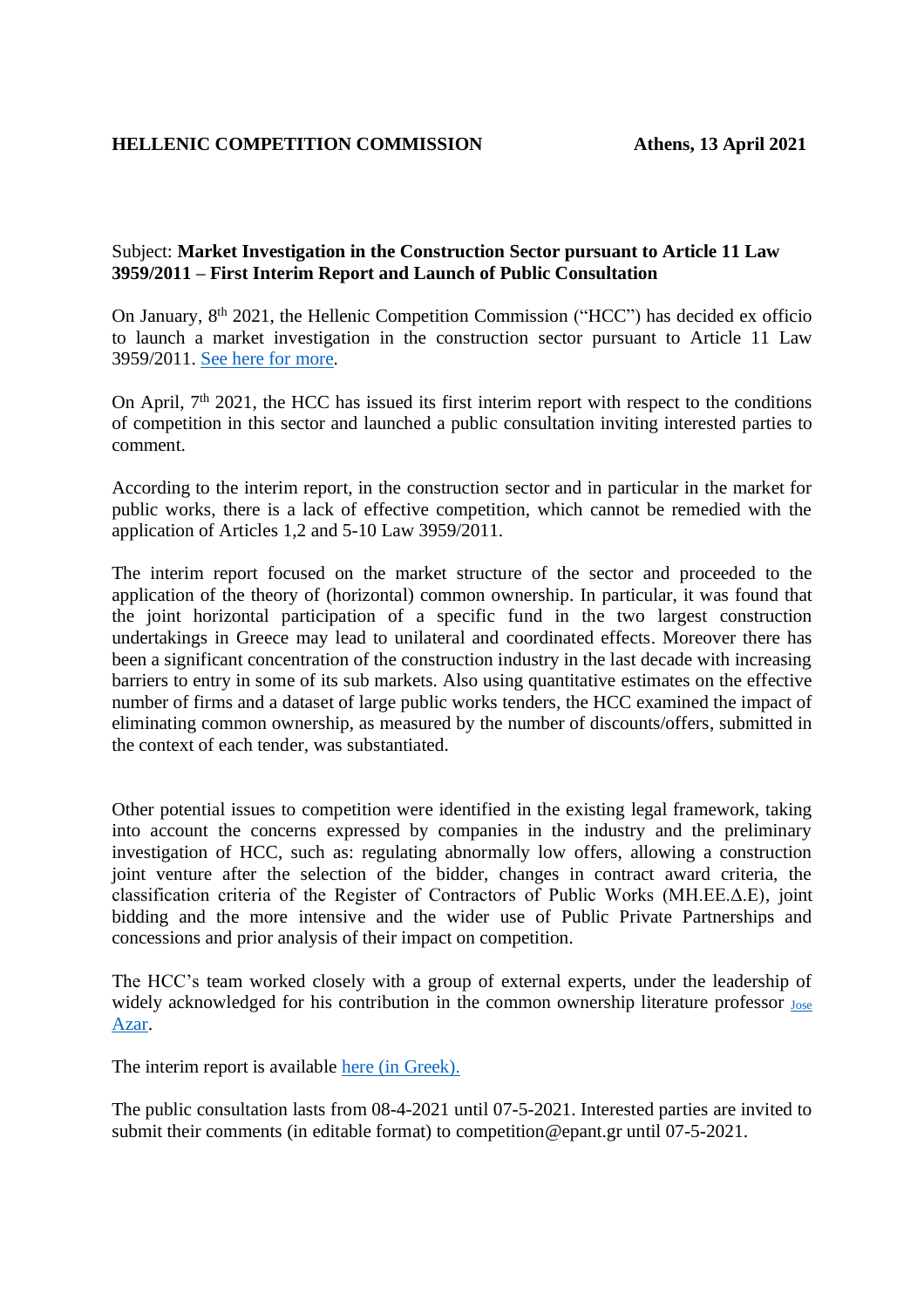**HELLENIC COMPETITION COMMISSION** **Athens, 13 April 2021**

Subject: **Market Investigation in the Construction Sector pursuant to Article 11 Law 3959/2011 – First Interim Report and Launch of Public Consultation**

On January, 8th 2021, the Hellenic Competition Commission ("HCC") has decided ex officio to launch a market investigation in the construction sector pursuant to Article 11 Law 3959/2011. See here for more.

On April, 7th 2021, the HCC has issued its first interim report with respect to the conditions of competition in this sector and launched a public consultation inviting interested parties to comment.

According to the interim report, in the construction sector and in particular in the market for public works, there is a lack of effective competition, which cannot be remedied with the application of Articles 1,2 and 5-10 Law 3959/2011.

The interim report focused on the market structure of the sector and proceeded to the application of the theory of (horizontal) common ownership. In particular, it was found that the joint horizontal participation of a specific fund in the two largest construction undertakings in Greece may lead to unilateral and coordinated effects. Moreover there has been a significant concentration of the construction industry in the last decade with increasing barriers to entry in some of its sub markets. Also using quantitative estimates on the effective number of firms and a dataset of large public works tenders, the HCC examined the impact of eliminating common ownership, as measured by the number of discounts/offers, submitted in the context of each tender, was substantiated.

Other potential issues to competition were identified in the existing legal framework, taking into account the concerns expressed by companies in the industry and the preliminary investigation of HCC, such as: regulating abnormally low offers, allowing a construction joint venture after the selection of the bidder, changes in contract award criteria, the classification criteria of the Register of Contractors of Public Works (MH.EE.Δ.E), joint bidding and the more intensive and the wider use of Public Private Partnerships and concessions and prior analysis of their impact on competition.

The HCC's team worked closely with a group of external experts, under the leadership of widely acknowledged for his contribution in the common ownership literature professor Jose Azar.

The interim report is available here (in Greek).

The public consultation lasts from 08-4-2021 until 07-5-2021. Interested parties are invited to submit their comments (in editable format) to competition@epant.gr until 07-5-2021.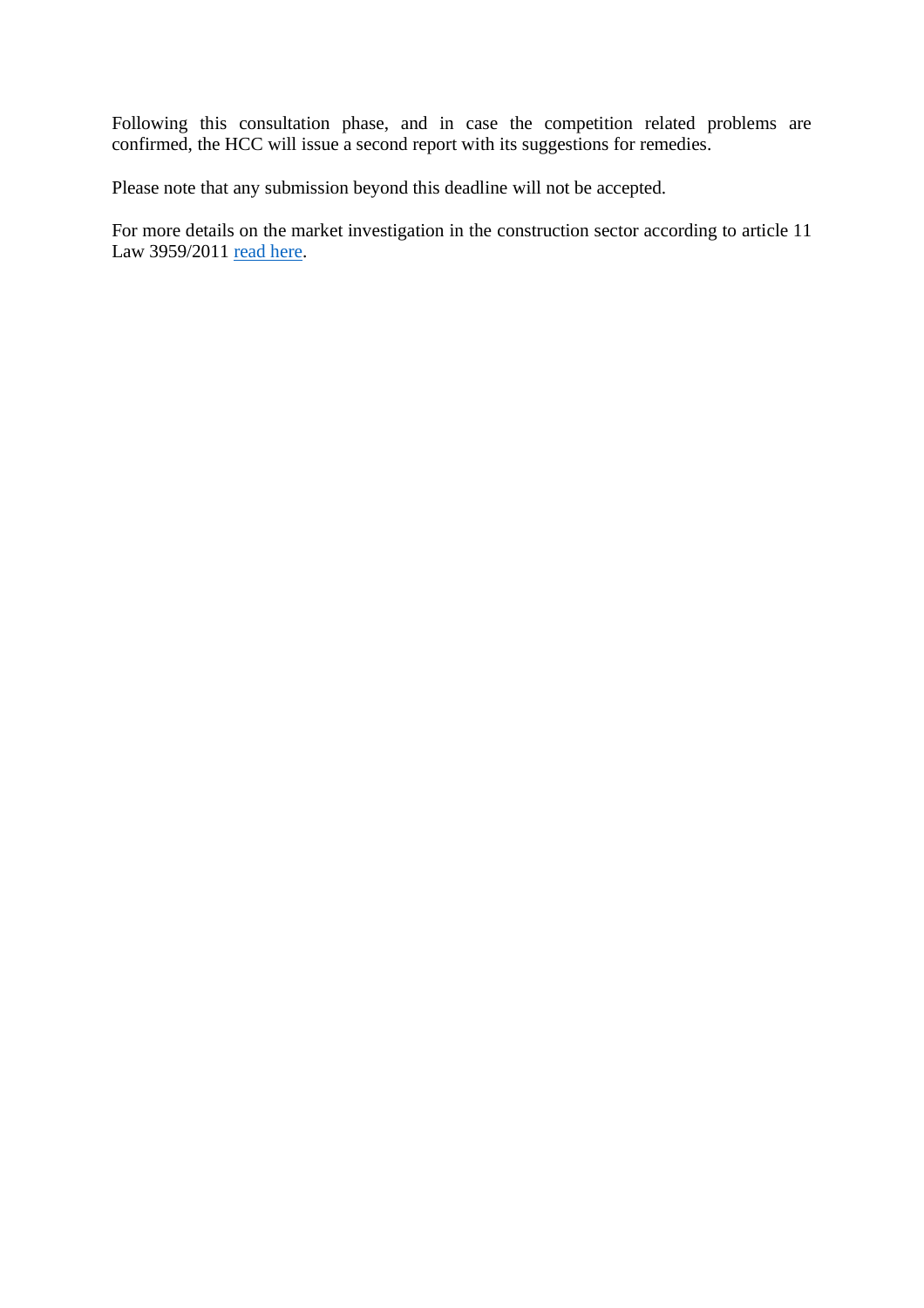Following this consultation phase, and in case the competition related problems are confirmed, the HCC will issue a second report with its suggestions for remedies.

Please note that any submission beyond this deadline will not be accepted.

For more details on the market investigation in the construction sector according to article 11 Law 3959/2011 read here.